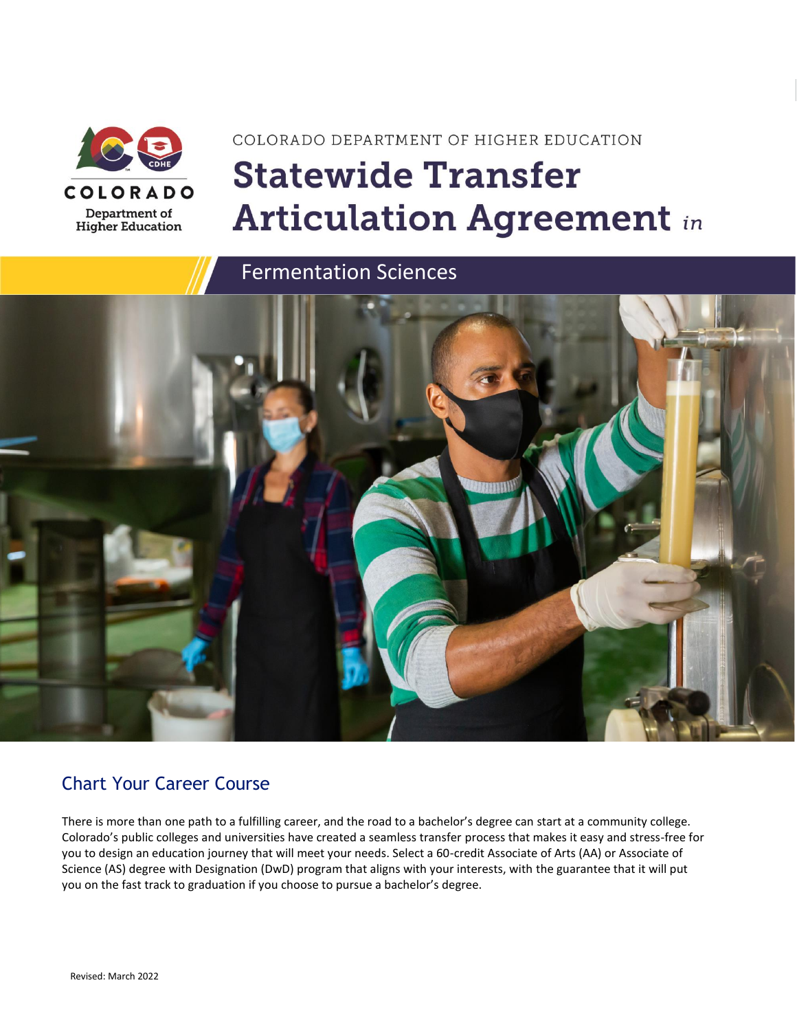COLORADO DEPARTMENT OF HIGHER EDUCATION

# Statewide Transfer Articulation Agreement *in*

## Fermentation Sciences

## Chart Your Career Course

There is more than one path to a fulfilling career, and the road to a bachelor's degree can start at a community college. Colorado's public colleges and universities have created a seamless transfer process that makes it easy and stress-free for you to design an education journey that will meet your needs. Select a 60-credit Associate of Arts (AA) or Associate of Science (AS) degree with Designation (DwD) program that aligns with your interests, with the guarantee that it will put you on the fast track to graduation if you choose to pursue a bachelor's degree.

Revised: March 2022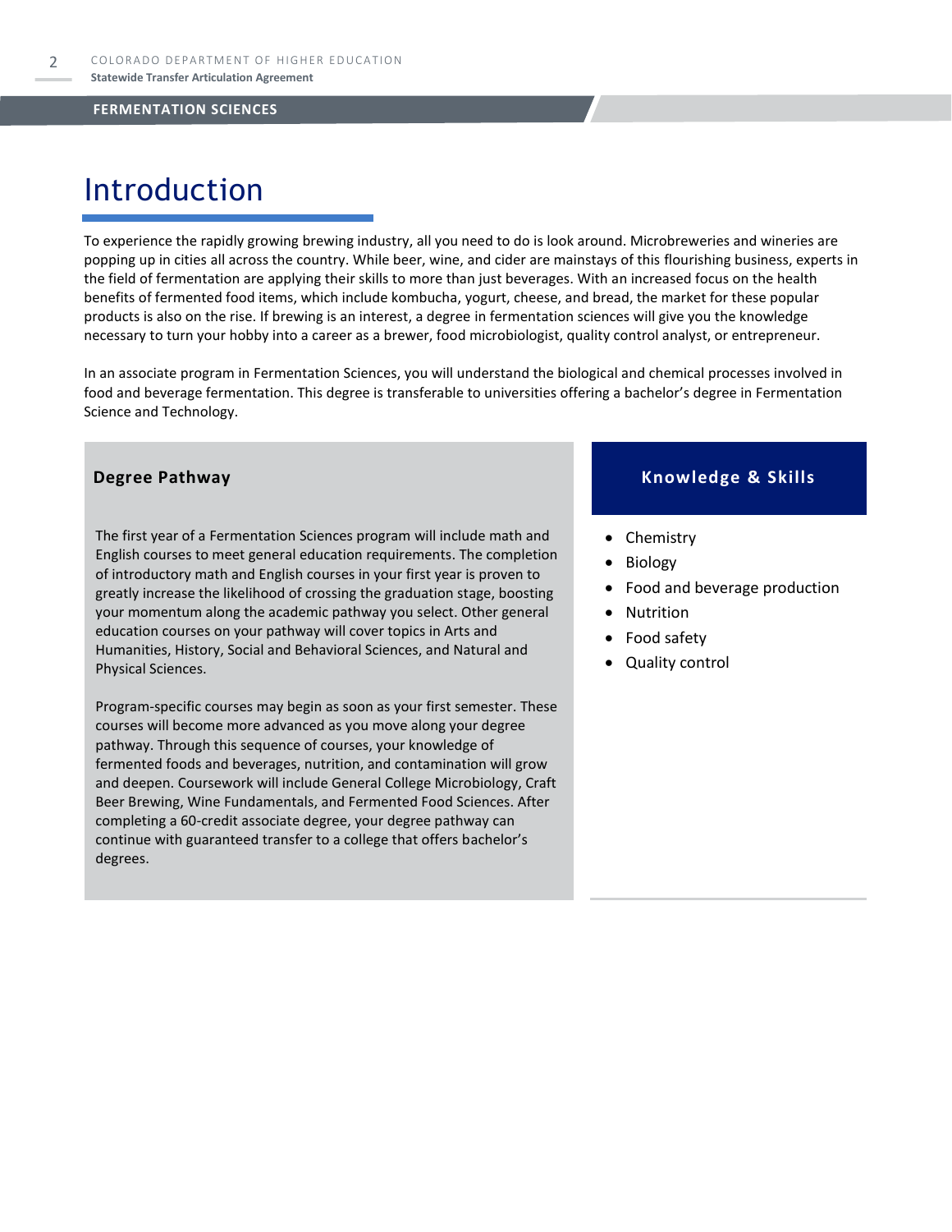# Introduction

To experience the rapidly growing brewing industry, all you need to do is look around. Microbreweries and wineries are popping up in cities all across the country. While beer, wine, and cider are mainstays of this flourishing business, experts in the field of fermentation are applying their skills to more than just beverages. With an increased focus on the health benefits of fermented food items, which include kombucha, yogurt, cheese, and bread, the market for these popular products is also on the rise. If brewing is an interest, a degree in fermentation sciences will give you the knowledge necessary to turn your hobby into a career as a brewer, food microbiologist, quality control analyst, or entrepreneur.

In an associate program in Fermentation Sciences, you will understand the biological and chemical processes involved in food and beverage fermentation. This degree is transferable to universities offering a bachelor's degree in Fermentation Science and Technology.

## Degree Pathway

The first year of a Fermentation Sciences program will include math and English courses to meet general education requirements. The completion of introductory math and English courses in your first year is proven to greatly increase the likelihood of crossing the graduation stage, boosting your momentum along the academic pathway you select. Other general education courses on your pathway will cover topics in Arts and Humanities, History, Social and Behavioral Sciences, and Natural and Physical Sciences.

Program-specific courses may begin as soon as your first semester. These courses will become more advanced as you move along your degree pathway. Through this sequence of courses, your knowledge of fermented foods and beverages, nutrition, and contamination will grow and deepen. Coursework will include General College Microbiology, Craft Beer Brewing, Wine Fundamentals, and Fermented Food Sciences. After completing a 60-credit associate degree, your degree pathway can continue with guaranteed transfer to a college that offers bachelor's degrees.

## Knowledge & Skills

- Chemistry
- Biology
- Food and beverage production
- Nutrition
- Food safety
- Quality control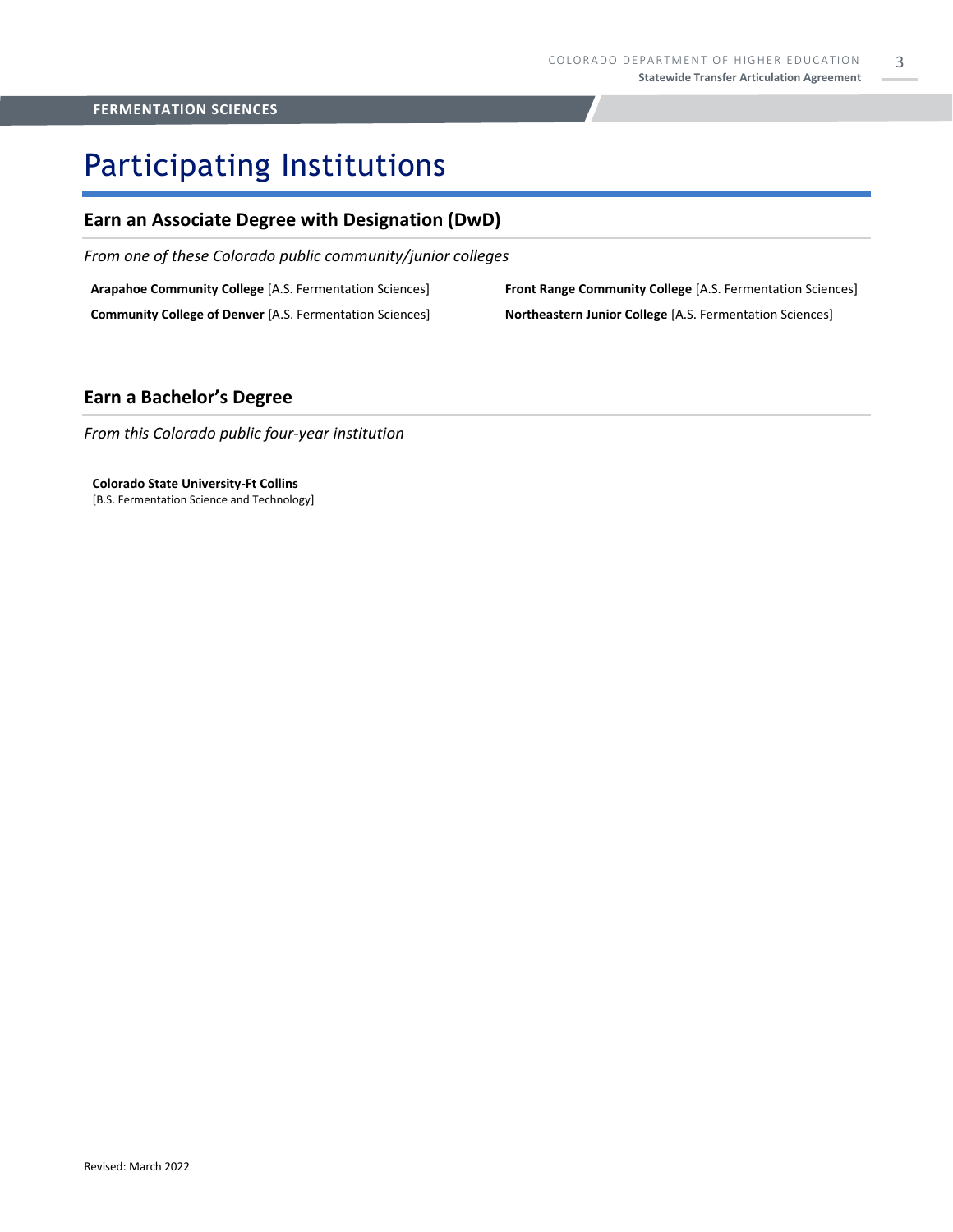# Participating Institutions

## Earn an Associate Degree with Designation (DwD)

*From one of these Colorado public community/junior colleges*

**Arapahoe Community College** [A.S. Fermentation Sciences]

**Community College of Denver** [A.S. Fermentation Sciences]

**Front Range Community College** [A.S. Fermentation Sciences]

**Northeastern Junior College** [A.S. Fermentation Sciences]

## Earn a Bachelor's Degree

*From this Colorado public four-year institution*

**Colorado State University-Ft Collins**
[B.S. Fermentation Science and Technology]

Revised: March 2022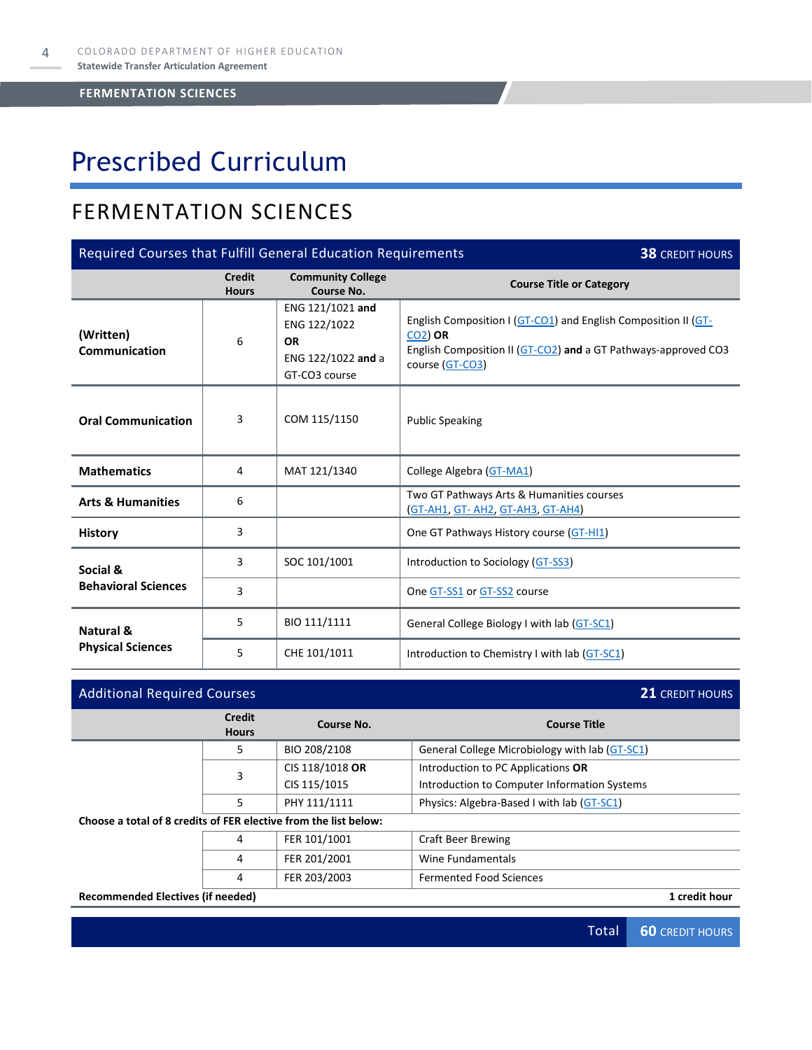# Prescribed Curriculum

## FERMENTATION SCIENCES

| Required Courses that Fulfill General Education Requirements | | | **38** CREDIT HOURS |
|---|---|---|---|
| | **Credit Hours** | **Community College Course No.** | **Course Title or Category** |
| **(Written) Communication** | 6 | ENG 121/1021 **and** ENG 122/1022 **OR** ENG 122/1022 **and** a GT-CO3 course | English Composition I (GT-CO1) and English Composition II (GT-CO2) **OR** English Composition II (GT-CO2) **and** a GT Pathways-approved CO3 course (GT-CO3) |
| **Oral Communication** | 3 | COM 115/1150 | Public Speaking |
| **Mathematics** | 4 | MAT 121/1340 | College Algebra (GT-MA1) |
| **Arts & Humanities** | 6 | | Two GT Pathways Arts & Humanities courses (GT-AH1, GT- AH2, GT-AH3, GT-AH4) |
| **History** | 3 | | One GT Pathways History course (GT-HI1) |
| **Social & Behavioral Sciences** | 3 | SOC 101/1001 | Introduction to Sociology (GT-SS3) |
| | 3 | | One GT-SS1 or GT-SS2 course |
| **Natural & Physical Sciences** | 5 | BIO 111/1111 | General College Biology I with lab (GT-SC1) |
| | 5 | CHE 101/1011 | Introduction to Chemistry I with lab (GT-SC1) |

| Additional Required Courses | | | **21** CREDIT HOURS |
|---|---|---|---|
| | **Credit Hours** | **Course No.** | **Course Title** |
| | 5 | BIO 208/2108 | General College Microbiology with lab (GT-SC1) |
| | 3 | CIS 118/1018 **OR** CIS 115/1015 | Introduction to PC Applications **OR** Introduction to Computer Information Systems |
| | 5 | PHY 111/1111 | Physics: Algebra-Based I with lab (GT-SC1) |
| **Choose a total of 8 credits of FER elective from the list below:** | | | |
| | 4 | FER 101/1001 | Craft Beer Brewing |
| | 4 | FER 201/2001 | Wine Fundamentals |
| | 4 | FER 203/2003 | Fermented Food Sciences |
| **Recommended Electives (if needed)** | | | **1 credit hour** |
| | | **Total** | **60** CREDIT HOURS |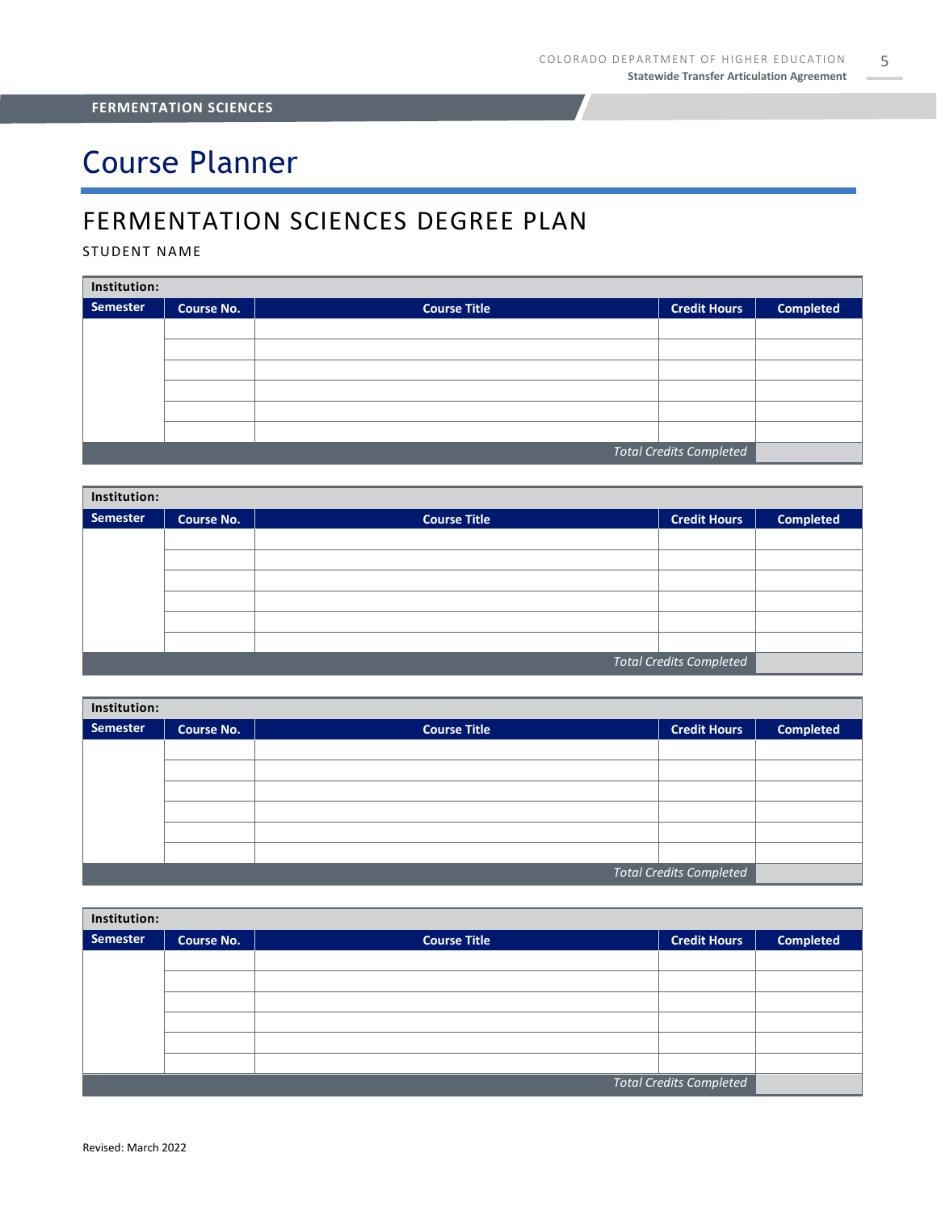**FERMENTATION SCIENCES**

# Course Planner

## FERMENTATION SCIENCES DEGREE PLAN

STUDENT NAME

| Institution: | | | | |
|---|---|---|---|---|
| **Semester** | **Course No.** | **Course Title** | **Credit Hours** | **Completed** |
| | | | | |
| | | | | |
| | | | | |
| | | | | |
| | | | | |
| | | | | |
| | | | *Total Credits Completed* | |

| Institution: | | | | |
|---|---|---|---|---|
| **Semester** | **Course No.** | **Course Title** | **Credit Hours** | **Completed** |
| | | | | |
| | | | | |
| | | | | |
| | | | | |
| | | | | |
| | | | | |
| | | | *Total Credits Completed* | |

| Institution: | | | | |
|---|---|---|---|---|
| **Semester** | **Course No.** | **Course Title** | **Credit Hours** | **Completed** |
| | | | | |
| | | | | |
| | | | | |
| | | | | |
| | | | | |
| | | | | |
| | | | *Total Credits Completed* | |

| Institution: | | | | |
|---|---|---|---|---|
| **Semester** | **Course No.** | **Course Title** | **Credit Hours** | **Completed** |
| | | | | |
| | | | | |
| | | | | |
| | | | | |
| | | | | |
| | | | | |
| | | | *Total Credits Completed* | |

Revised: March 2022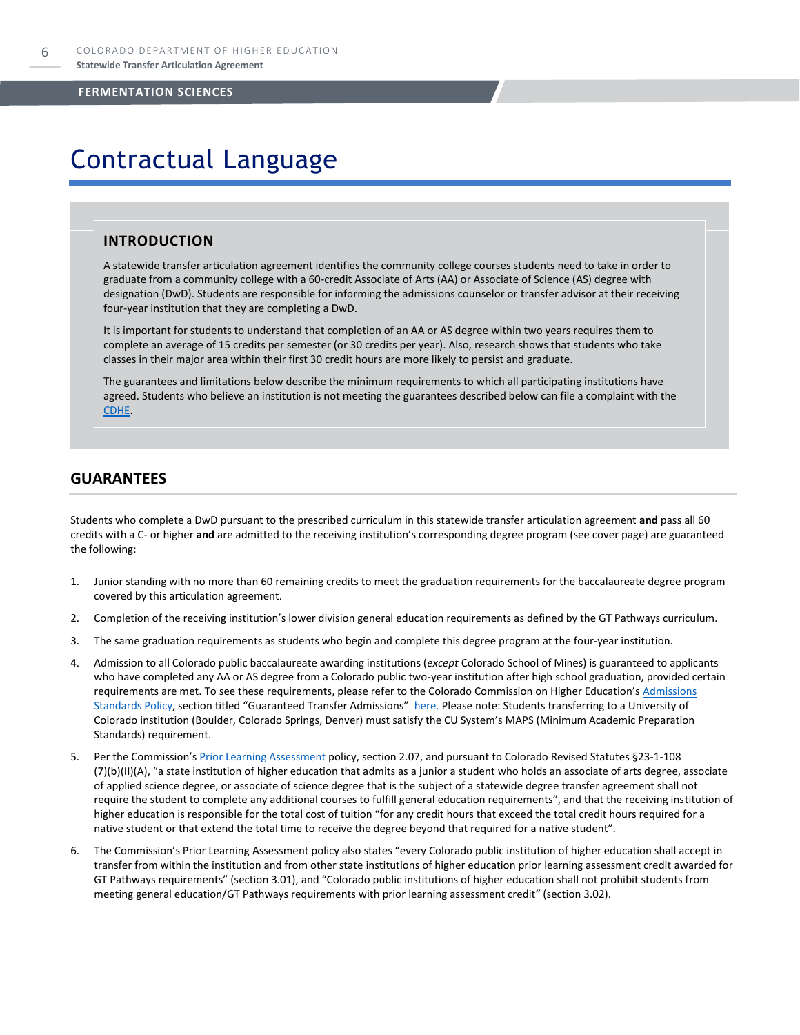# Contractual Language

## INTRODUCTION

A statewide transfer articulation agreement identifies the community college courses students need to take in order to graduate from a community college with a 60-credit Associate of Arts (AA) or Associate of Science (AS) degree with designation (DwD). Students are responsible for informing the admissions counselor or transfer advisor at their receiving four-year institution that they are completing a DwD.

It is important for students to understand that completion of an AA or AS degree within two years requires them to complete an average of 15 credits per semester (or 30 credits per year). Also, research shows that students who take classes in their major area within their first 30 credit hours are more likely to persist and graduate.

The guarantees and limitations below describe the minimum requirements to which all participating institutions have agreed. Students who believe an institution is not meeting the guarantees described below can file a complaint with the CDHE.

## GUARANTEES

Students who complete a DwD pursuant to the prescribed curriculum in this statewide transfer articulation agreement **and** pass all 60 credits with a C- or higher **and** are admitted to the receiving institution's corresponding degree program (see cover page) are guaranteed the following:

1. Junior standing with no more than 60 remaining credits to meet the graduation requirements for the baccalaureate degree program covered by this articulation agreement.
2. Completion of the receiving institution's lower division general education requirements as defined by the GT Pathways curriculum.
3. The same graduation requirements as students who begin and complete this degree program at the four-year institution.
4. Admission to all Colorado public baccalaureate awarding institutions (*except* Colorado School of Mines) is guaranteed to applicants who have completed any AA or AS degree from a Colorado public two-year institution after high school graduation, provided certain requirements are met. To see these requirements, please refer to the Colorado Commission on Higher Education's Admissions Standards Policy, section titled "Guaranteed Transfer Admissions" here. Please note: Students transferring to a University of Colorado institution (Boulder, Colorado Springs, Denver) must satisfy the CU System's MAPS (Minimum Academic Preparation Standards) requirement.
5. Per the Commission's Prior Learning Assessment policy, section 2.07, and pursuant to Colorado Revised Statutes §23-1-108 (7)(b)(II)(A), "a state institution of higher education that admits as a junior a student who holds an associate of arts degree, associate of applied science degree, or associate of science degree that is the subject of a statewide degree transfer agreement shall not require the student to complete any additional courses to fulfill general education requirements", and that the receiving institution of higher education is responsible for the total cost of tuition "for any credit hours that exceed the total credit hours required for a native student or that extend the total time to receive the degree beyond that required for a native student".
6. The Commission's Prior Learning Assessment policy also states "every Colorado public institution of higher education shall accept in transfer from within the institution and from other state institutions of higher education prior learning assessment credit awarded for GT Pathways requirements" (section 3.01), and "Colorado public institutions of higher education shall not prohibit students from meeting general education/GT Pathways requirements with prior learning assessment credit" (section 3.02).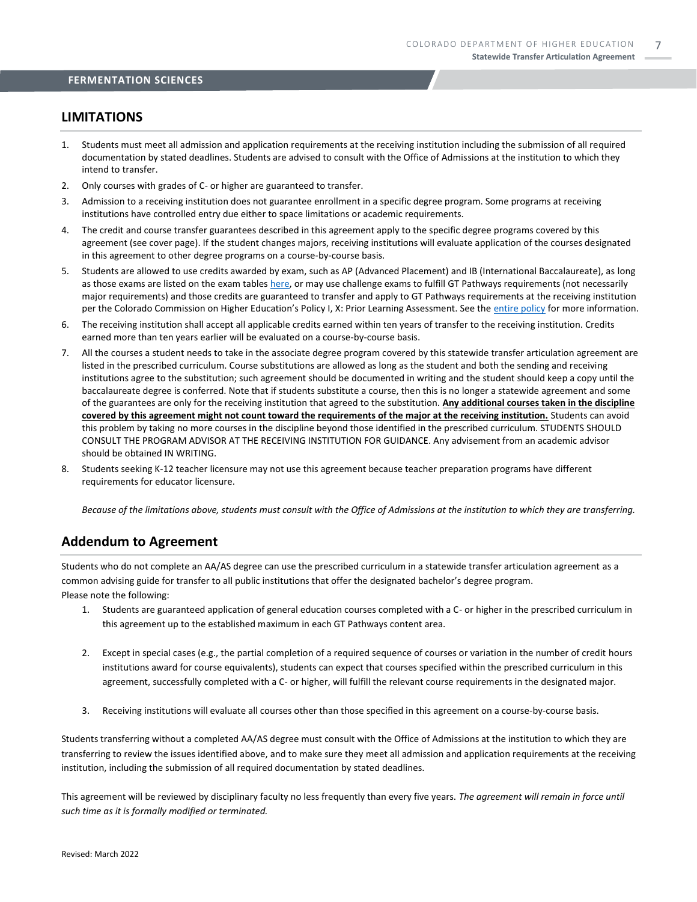## LIMITATIONS

1. Students must meet all admission and application requirements at the receiving institution including the submission of all required documentation by stated deadlines. Students are advised to consult with the Office of Admissions at the institution to which they intend to transfer.
2. Only courses with grades of C- or higher are guaranteed to transfer.
3. Admission to a receiving institution does not guarantee enrollment in a specific degree program. Some programs at receiving institutions have controlled entry due either to space limitations or academic requirements.
4. The credit and course transfer guarantees described in this agreement apply to the specific degree programs covered by this agreement (see cover page). If the student changes majors, receiving institutions will evaluate application of the courses designated in this agreement to other degree programs on a course-by-course basis.
5. Students are allowed to use credits awarded by exam, such as AP (Advanced Placement) and IB (International Baccalaureate), as long as those exams are listed on the exam tables here, or may use challenge exams to fulfill GT Pathways requirements (not necessarily major requirements) and those credits are guaranteed to transfer and apply to GT Pathways requirements at the receiving institution per the Colorado Commission on Higher Education's Policy I, X: Prior Learning Assessment. See the entire policy for more information.
6. The receiving institution shall accept all applicable credits earned within ten years of transfer to the receiving institution. Credits earned more than ten years earlier will be evaluated on a course-by-course basis.
7. All the courses a student needs to take in the associate degree program covered by this statewide transfer articulation agreement are listed in the prescribed curriculum. Course substitutions are allowed as long as the student and both the sending and receiving institutions agree to the substitution; such agreement should be documented in writing and the student should keep a copy until the baccalaureate degree is conferred. Note that if students substitute a course, then this is no longer a statewide agreement and some of the guarantees are only for the receiving institution that agreed to the substitution. **Any additional courses taken in the discipline covered by this agreement might not count toward the requirements of the major at the receiving institution.** Students can avoid this problem by taking no more courses in the discipline beyond those identified in the prescribed curriculum. STUDENTS SHOULD CONSULT THE PROGRAM ADVISOR AT THE RECEIVING INSTITUTION FOR GUIDANCE. Any advisement from an academic advisor should be obtained IN WRITING.
8. Students seeking K-12 teacher licensure may not use this agreement because teacher preparation programs have different requirements for educator licensure.

*Because of the limitations above, students must consult with the Office of Admissions at the institution to which they are transferring.*

## Addendum to Agreement

Students who do not complete an AA/AS degree can use the prescribed curriculum in a statewide transfer articulation agreement as a common advising guide for transfer to all public institutions that offer the designated bachelor's degree program.
Please note the following:

1. Students are guaranteed application of general education courses completed with a C- or higher in the prescribed curriculum in this agreement up to the established maximum in each GT Pathways content area.

2. Except in special cases (e.g., the partial completion of a required sequence of courses or variation in the number of credit hours institutions award for course equivalents), students can expect that courses specified within the prescribed curriculum in this agreement, successfully completed with a C- or higher, will fulfill the relevant course requirements in the designated major.

3. Receiving institutions will evaluate all courses other than those specified in this agreement on a course-by-course basis.

Students transferring without a completed AA/AS degree must consult with the Office of Admissions at the institution to which they are transferring to review the issues identified above, and to make sure they meet all admission and application requirements at the receiving institution, including the submission of all required documentation by stated deadlines.

This agreement will be reviewed by disciplinary faculty no less frequently than every five years. *The agreement will remain in force until such time as it is formally modified or terminated.*

Revised: March 2022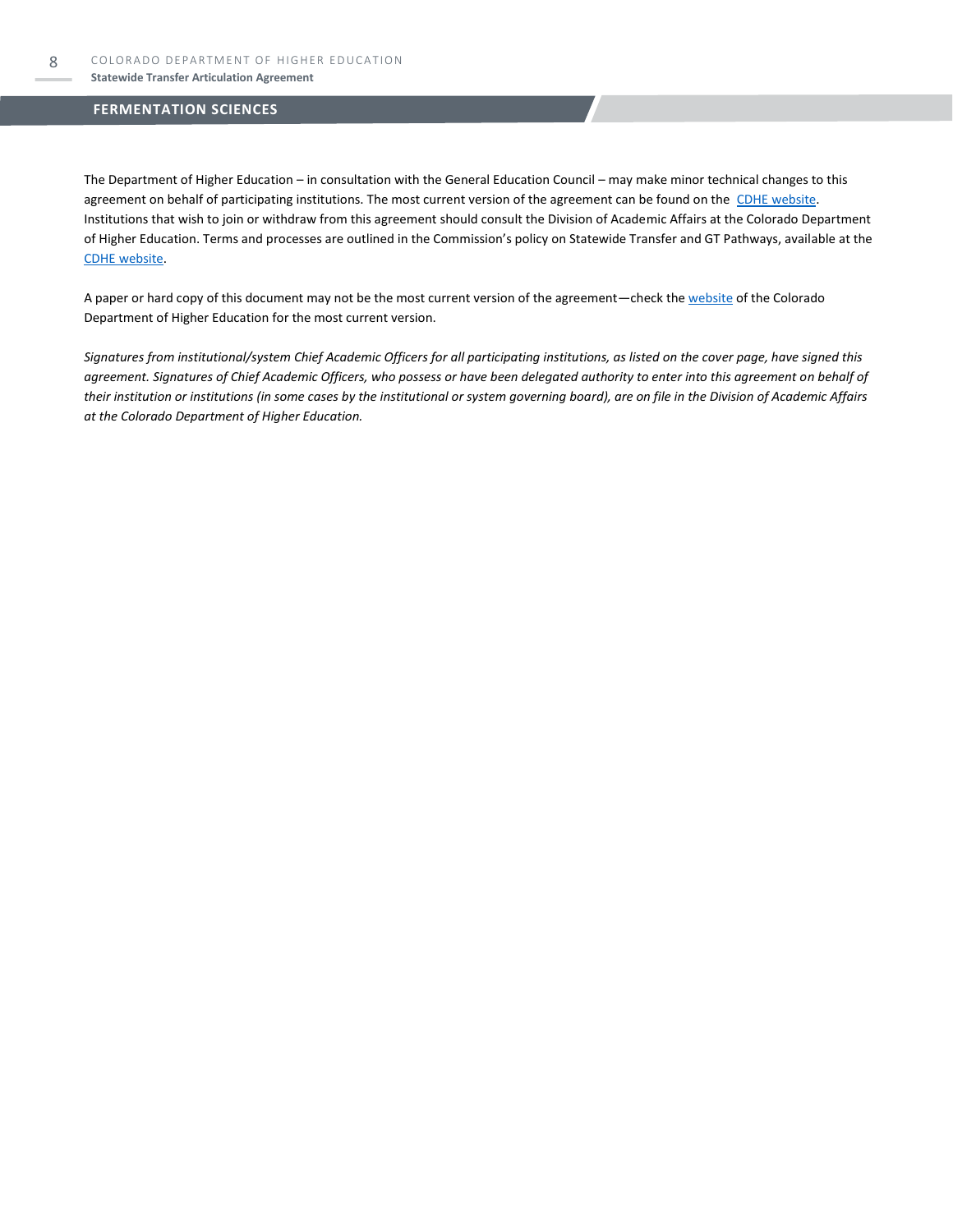The Department of Higher Education – in consultation with the General Education Council – may make minor technical changes to this agreement on behalf of participating institutions. The most current version of the agreement can be found on the CDHE website. Institutions that wish to join or withdraw from this agreement should consult the Division of Academic Affairs at the Colorado Department of Higher Education. Terms and processes are outlined in the Commission's policy on Statewide Transfer and GT Pathways, available at the CDHE website.

A paper or hard copy of this document may not be the most current version of the agreement—check the website of the Colorado Department of Higher Education for the most current version.

*Signatures from institutional/system Chief Academic Officers for all participating institutions, as listed on the cover page, have signed this agreement. Signatures of Chief Academic Officers, who possess or have been delegated authority to enter into this agreement on behalf of their institution or institutions (in some cases by the institutional or system governing board), are on file in the Division of Academic Affairs at the Colorado Department of Higher Education.*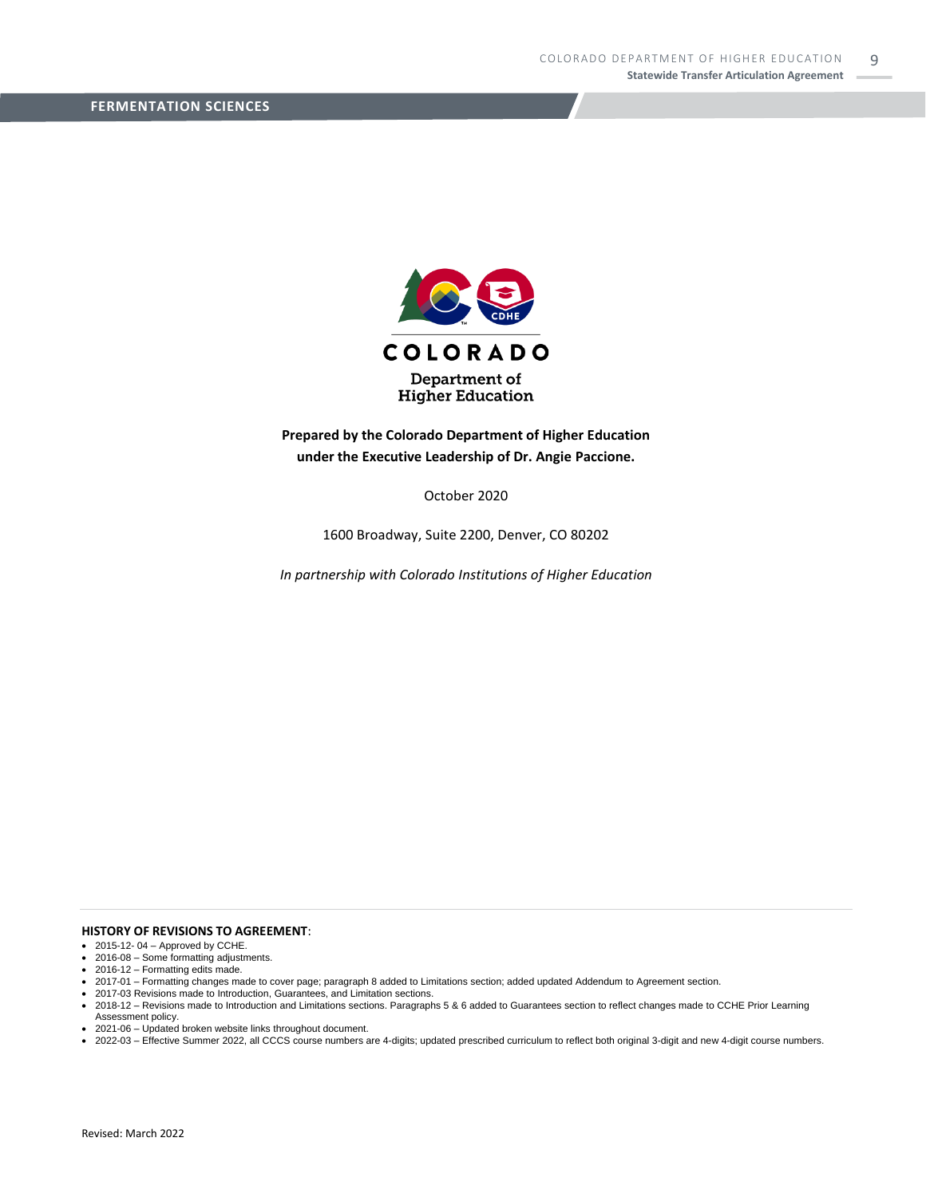COLORADO

Department of Higher Education

**Prepared by the Colorado Department of Higher Education under the Executive Leadership of Dr. Angie Paccione.**

October 2020

1600 Broadway, Suite 2200, Denver, CO 80202

*In partnership with Colorado Institutions of Higher Education*

**HISTORY OF REVISIONS TO AGREEMENT**:

- 2015-12- 04 – Approved by CCHE.
- 2016-08 – Some formatting adjustments.
- 2016-12 – Formatting edits made.
- 2017-01 – Formatting changes made to cover page; paragraph 8 added to Limitations section; added updated Addendum to Agreement section.
- 2017-03 Revisions made to Introduction, Guarantees, and Limitation sections.
- 2018-12 – Revisions made to Introduction and Limitations sections. Paragraphs 5 & 6 added to Guarantees section to reflect changes made to CCHE Prior Learning Assessment policy.
- 2021-06 – Updated broken website links throughout document.
- 2022-03 – Effective Summer 2022, all CCCS course numbers are 4-digits; updated prescribed curriculum to reflect both original 3-digit and new 4-digit course numbers.

Revised: March 2022